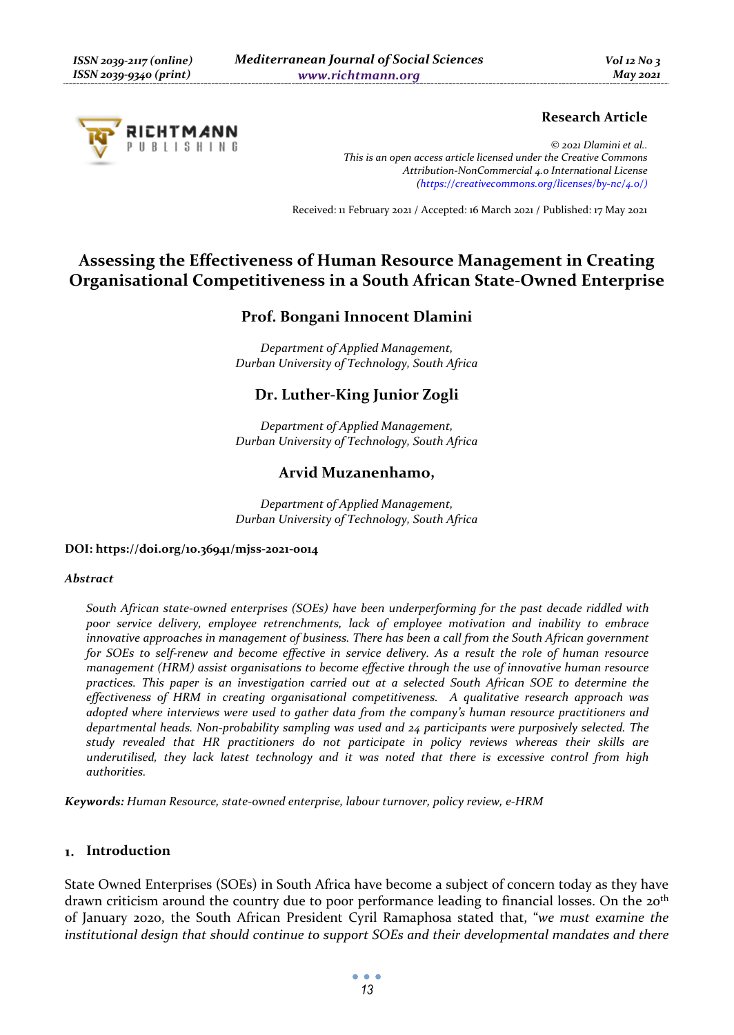**Research Article**

*© 2021 Dlamini et al..*
*This is an open access article licensed under the Creative Commons Attribution-NonCommercial 4.0 International License (https://creativecommons.org/licenses/by-nc/4.0/)*

Received: 11 February 2021 / Accepted: 16 March 2021 / Published: 17 May 2021

# Assessing the Effectiveness of Human Resource Management in Creating Organisational Competitiveness in a South African State-Owned Enterprise

## Prof. Bongani Innocent Dlamini

*Department of Applied Management,*
*Durban University of Technology, South Africa*

## Dr. Luther-King Junior Zogli

*Department of Applied Management,*
*Durban University of Technology, South Africa*

## Arvid Muzanenhamo,

*Department of Applied Management,*
*Durban University of Technology, South Africa*

**DOI: https://doi.org/10.36941/mjss-2021-0014**

***Abstract***

*South African state-owned enterprises (SOEs) have been underperforming for the past decade riddled with poor service delivery, employee retrenchments, lack of employee motivation and inability to embrace innovative approaches in management of business. There has been a call from the South African government for SOEs to self-renew and become effective in service delivery. As a result the role of human resource management (HRM) assist organisations to become effective through the use of innovative human resource practices. This paper is an investigation carried out at a selected South African SOE to determine the effectiveness of HRM in creating organisational competitiveness. A qualitative research approach was adopted where interviews were used to gather data from the company's human resource practitioners and departmental heads. Non-probability sampling was used and 24 participants were purposively selected. The study revealed that HR practitioners do not participate in policy reviews whereas their skills are underutilised, they lack latest technology and it was noted that there is excessive control from high authorities.*

***Keywords:*** *Human Resource, state-owned enterprise, labour turnover, policy review, e-HRM*

## 1. Introduction

State Owned Enterprises (SOEs) in South Africa have become a subject of concern today as they have drawn criticism around the country due to poor performance leading to financial losses. On the 20th of January 2020, the South African President Cyril Ramaphosa stated that, "*we must examine the institutional design that should continue to support SOEs and their developmental mandates and there*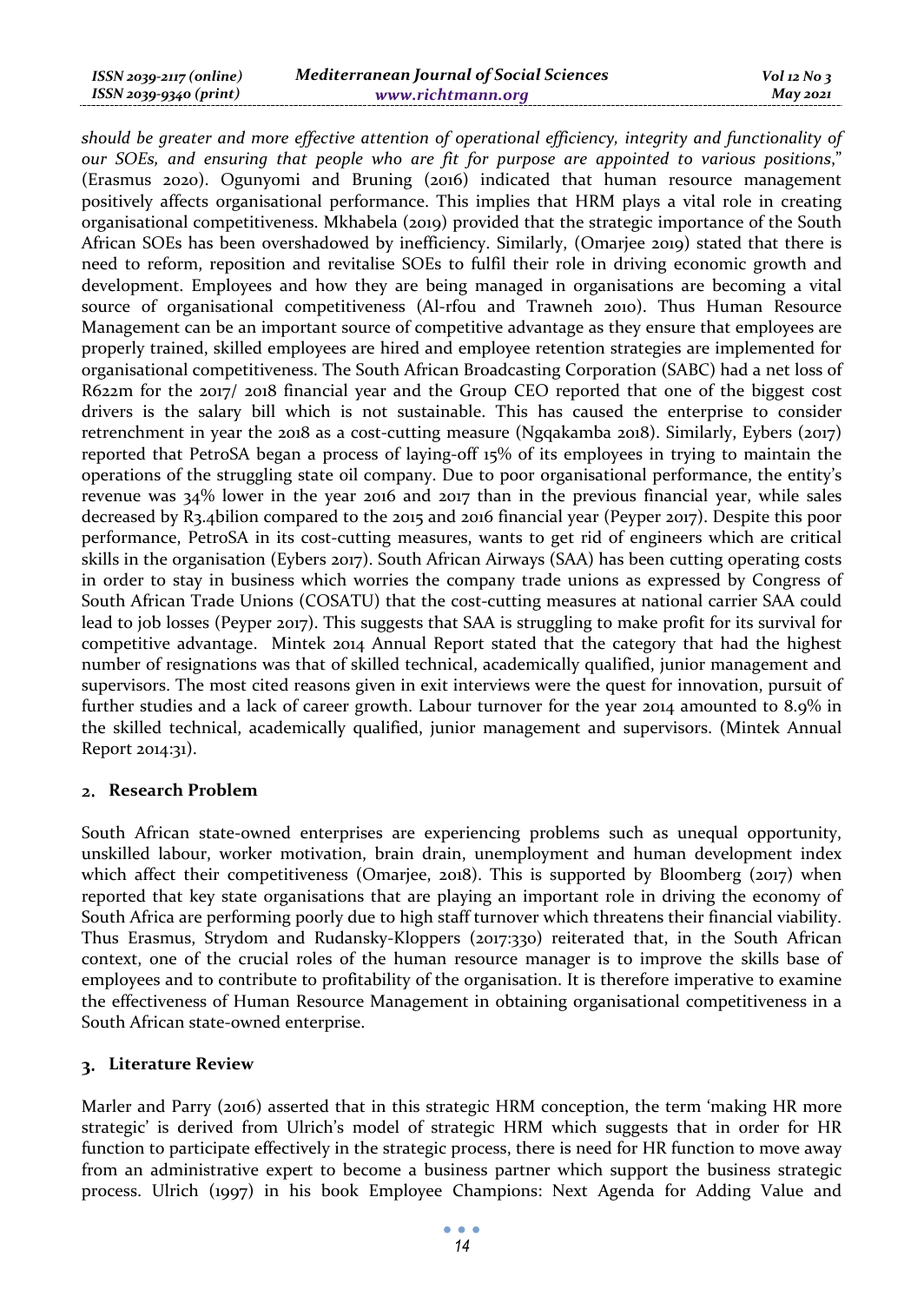*should be greater and more effective attention of operational efficiency, integrity and functionality of our SOEs, and ensuring that people who are fit for purpose are appointed to various positions*," (Erasmus 2020). Ogunyomi and Bruning (2016) indicated that human resource management positively affects organisational performance. This implies that HRM plays a vital role in creating organisational competitiveness. Mkhabela (2019) provided that the strategic importance of the South African SOEs has been overshadowed by inefficiency. Similarly, (Omarjee 2019) stated that there is need to reform, reposition and revitalise SOEs to fulfil their role in driving economic growth and development. Employees and how they are being managed in organisations are becoming a vital source of organisational competitiveness (Al-rfou and Trawneh 2010). Thus Human Resource Management can be an important source of competitive advantage as they ensure that employees are properly trained, skilled employees are hired and employee retention strategies are implemented for organisational competitiveness. The South African Broadcasting Corporation (SABC) had a net loss of R622m for the 2017/ 2018 financial year and the Group CEO reported that one of the biggest cost drivers is the salary bill which is not sustainable. This has caused the enterprise to consider retrenchment in year the 2018 as a cost-cutting measure (Ngqakamba 2018). Similarly, Eybers (2017) reported that PetroSA began a process of laying-off 15% of its employees in trying to maintain the operations of the struggling state oil company. Due to poor organisational performance, the entity's revenue was 34% lower in the year 2016 and 2017 than in the previous financial year, while sales decreased by R3.4bilion compared to the 2015 and 2016 financial year (Peyper 2017). Despite this poor performance, PetroSA in its cost-cutting measures, wants to get rid of engineers which are critical skills in the organisation (Eybers 2017). South African Airways (SAA) has been cutting operating costs in order to stay in business which worries the company trade unions as expressed by Congress of South African Trade Unions (COSATU) that the cost-cutting measures at national carrier SAA could lead to job losses (Peyper 2017). This suggests that SAA is struggling to make profit for its survival for competitive advantage. Mintek 2014 Annual Report stated that the category that had the highest number of resignations was that of skilled technical, academically qualified, junior management and supervisors. The most cited reasons given in exit interviews were the quest for innovation, pursuit of further studies and a lack of career growth. Labour turnover for the year 2014 amounted to 8.9% in the skilled technical, academically qualified, junior management and supervisors. (Mintek Annual Report 2014:31).

## 2. Research Problem

South African state-owned enterprises are experiencing problems such as unequal opportunity, unskilled labour, worker motivation, brain drain, unemployment and human development index which affect their competitiveness (Omarjee, 2018). This is supported by Bloomberg (2017) when reported that key state organisations that are playing an important role in driving the economy of South Africa are performing poorly due to high staff turnover which threatens their financial viability. Thus Erasmus, Strydom and Rudansky-Kloppers (2017:330) reiterated that, in the South African context, one of the crucial roles of the human resource manager is to improve the skills base of employees and to contribute to profitability of the organisation. It is therefore imperative to examine the effectiveness of Human Resource Management in obtaining organisational competitiveness in a South African state-owned enterprise.

## 3. Literature Review

Marler and Parry (2016) asserted that in this strategic HRM conception, the term 'making HR more strategic' is derived from Ulrich's model of strategic HRM which suggests that in order for HR function to participate effectively in the strategic process, there is need for HR function to move away from an administrative expert to become a business partner which support the business strategic process. Ulrich (1997) in his book Employee Champions: Next Agenda for Adding Value and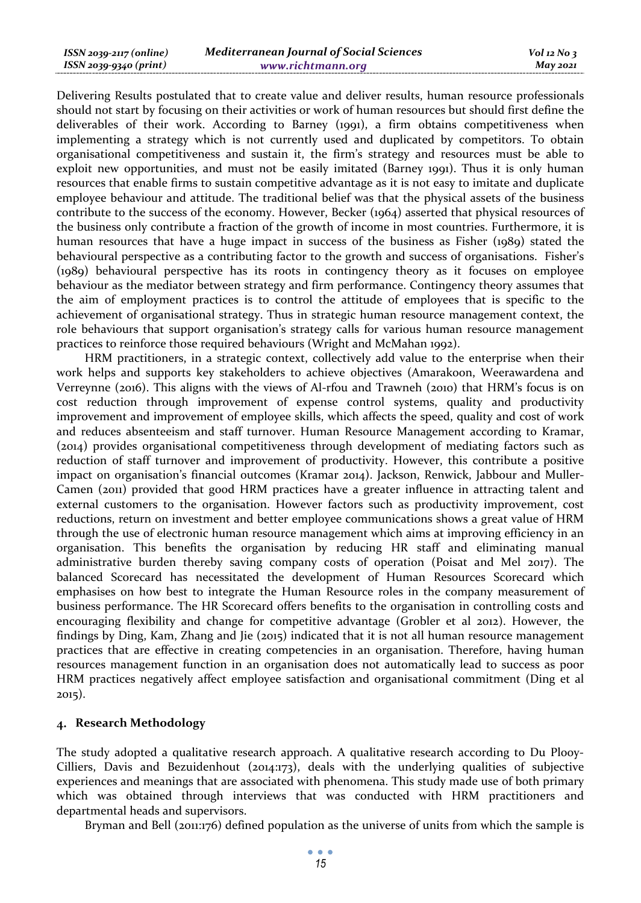Delivering Results postulated that to create value and deliver results, human resource professionals should not start by focusing on their activities or work of human resources but should first define the deliverables of their work. According to Barney (1991), a firm obtains competitiveness when implementing a strategy which is not currently used and duplicated by competitors. To obtain organisational competitiveness and sustain it, the firm's strategy and resources must be able to exploit new opportunities, and must not be easily imitated (Barney 1991). Thus it is only human resources that enable firms to sustain competitive advantage as it is not easy to imitate and duplicate employee behaviour and attitude. The traditional belief was that the physical assets of the business contribute to the success of the economy. However, Becker (1964) asserted that physical resources of the business only contribute a fraction of the growth of income in most countries. Furthermore, it is human resources that have a huge impact in success of the business as Fisher (1989) stated the behavioural perspective as a contributing factor to the growth and success of organisations. Fisher's (1989) behavioural perspective has its roots in contingency theory as it focuses on employee behaviour as the mediator between strategy and firm performance. Contingency theory assumes that the aim of employment practices is to control the attitude of employees that is specific to the achievement of organisational strategy. Thus in strategic human resource management context, the role behaviours that support organisation's strategy calls for various human resource management practices to reinforce those required behaviours (Wright and McMahan 1992).

HRM practitioners, in a strategic context, collectively add value to the enterprise when their work helps and supports key stakeholders to achieve objectives (Amarakoon, Weerawardena and Verreynne (2016). This aligns with the views of Al-rfou and Trawneh (2010) that HRM's focus is on cost reduction through improvement of expense control systems, quality and productivity improvement and improvement of employee skills, which affects the speed, quality and cost of work and reduces absenteeism and staff turnover. Human Resource Management according to Kramar, (2014) provides organisational competitiveness through development of mediating factors such as reduction of staff turnover and improvement of productivity. However, this contribute a positive impact on organisation's financial outcomes (Kramar 2014). Jackson, Renwick, Jabbour and Muller-Camen (2011) provided that good HRM practices have a greater influence in attracting talent and external customers to the organisation. However factors such as productivity improvement, cost reductions, return on investment and better employee communications shows a great value of HRM through the use of electronic human resource management which aims at improving efficiency in an organisation. This benefits the organisation by reducing HR staff and eliminating manual administrative burden thereby saving company costs of operation (Poisat and Mel 2017). The balanced Scorecard has necessitated the development of Human Resources Scorecard which emphasises on how best to integrate the Human Resource roles in the company measurement of business performance. The HR Scorecard offers benefits to the organisation in controlling costs and encouraging flexibility and change for competitive advantage (Grobler et al 2012). However, the findings by Ding, Kam, Zhang and Jie (2015) indicated that it is not all human resource management practices that are effective in creating competencies in an organisation. Therefore, having human resources management function in an organisation does not automatically lead to success as poor HRM practices negatively affect employee satisfaction and organisational commitment (Ding et al 2015).

## 4. Research Methodology

The study adopted a qualitative research approach. A qualitative research according to Du Plooy-Cilliers, Davis and Bezuidenhout (2014:173), deals with the underlying qualities of subjective experiences and meanings that are associated with phenomena. This study made use of both primary which was obtained through interviews that was conducted with HRM practitioners and departmental heads and supervisors.

Bryman and Bell (2011:176) defined population as the universe of units from which the sample is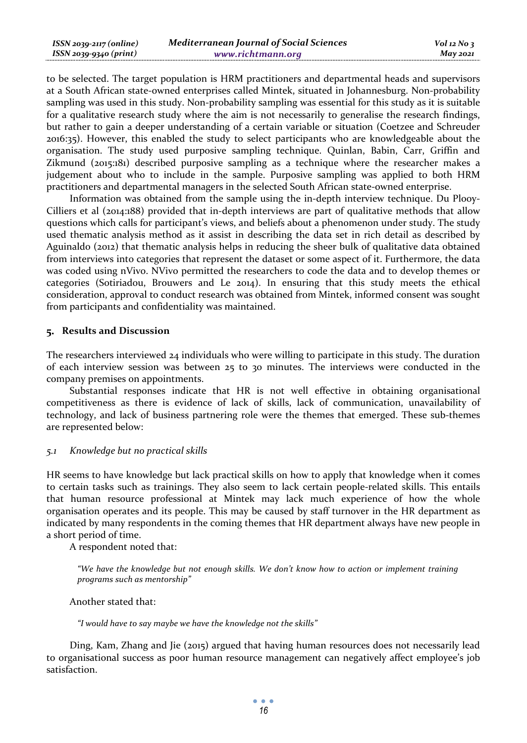to be selected. The target population is HRM practitioners and departmental heads and supervisors at a South African state-owned enterprises called Mintek, situated in Johannesburg. Non-probability sampling was used in this study. Non-probability sampling was essential for this study as it is suitable for a qualitative research study where the aim is not necessarily to generalise the research findings, but rather to gain a deeper understanding of a certain variable or situation (Coetzee and Schreuder 2016:35). However, this enabled the study to select participants who are knowledgeable about the organisation. The study used purposive sampling technique. Quinlan, Babin, Carr, Griffin and Zikmund (2015:181) described purposive sampling as a technique where the researcher makes a judgement about who to include in the sample. Purposive sampling was applied to both HRM practitioners and departmental managers in the selected South African state-owned enterprise.

Information was obtained from the sample using the in-depth interview technique. Du Plooy-Cilliers et al (2014:188) provided that in-depth interviews are part of qualitative methods that allow questions which calls for participant's views, and beliefs about a phenomenon under study. The study used thematic analysis method as it assist in describing the data set in rich detail as described by Aguinaldo (2012) that thematic analysis helps in reducing the sheer bulk of qualitative data obtained from interviews into categories that represent the dataset or some aspect of it. Furthermore, the data was coded using nVivo. NVivo permitted the researchers to code the data and to develop themes or categories (Sotiriadou, Brouwers and Le 2014). In ensuring that this study meets the ethical consideration, approval to conduct research was obtained from Mintek, informed consent was sought from participants and confidentiality was maintained.

## 5. Results and Discussion

The researchers interviewed 24 individuals who were willing to participate in this study. The duration of each interview session was between 25 to 30 minutes. The interviews were conducted in the company premises on appointments.

Substantial responses indicate that HR is not well effective in obtaining organisational competitiveness as there is evidence of lack of skills, lack of communication, unavailability of technology, and lack of business partnering role were the themes that emerged. These sub-themes are represented below:

### *5.1 Knowledge but no practical skills*

HR seems to have knowledge but lack practical skills on how to apply that knowledge when it comes to certain tasks such as trainings. They also seem to lack certain people-related skills. This entails that human resource professional at Mintek may lack much experience of how the whole organisation operates and its people. This may be caused by staff turnover in the HR department as indicated by many respondents in the coming themes that HR department always have new people in a short period of time.

A respondent noted that:

> *"We have the knowledge but not enough skills. We don't know how to action or implement training programs such as mentorship"*

Another stated that:

> *"I would have to say maybe we have the knowledge not the skills"*

Ding, Kam, Zhang and Jie (2015) argued that having human resources does not necessarily lead to organisational success as poor human resource management can negatively affect employee's job satisfaction.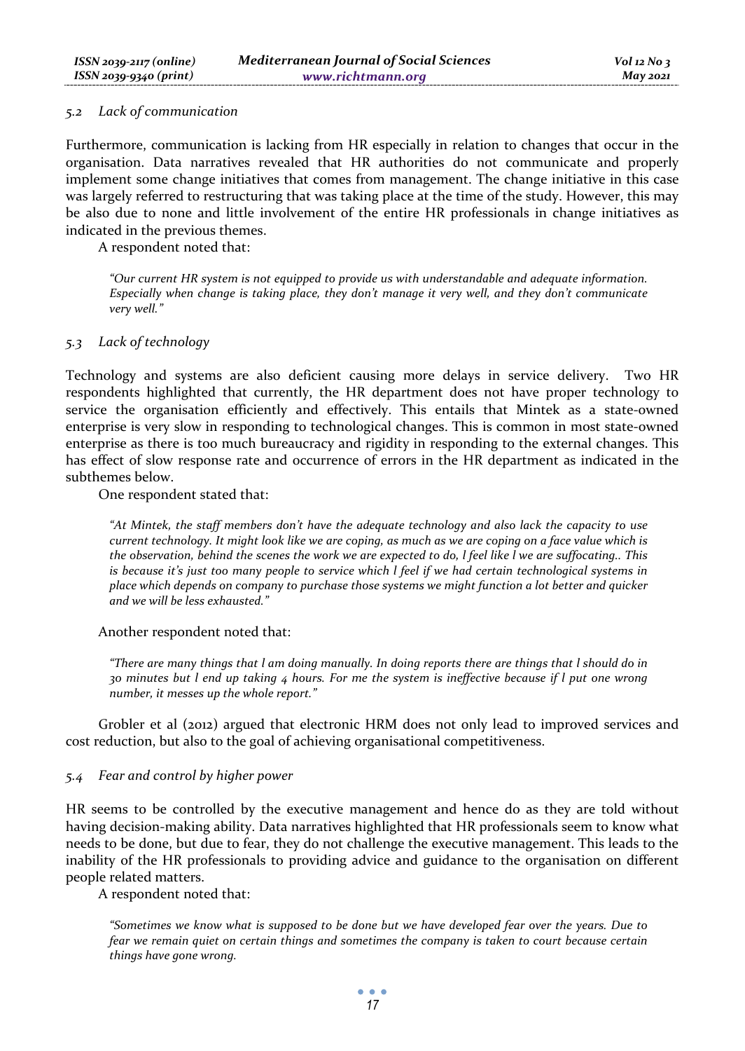### 5.2 Lack of communication

Furthermore, communication is lacking from HR especially in relation to changes that occur in the organisation. Data narratives revealed that HR authorities do not communicate and properly implement some change initiatives that comes from management. The change initiative in this case was largely referred to restructuring that was taking place at the time of the study. However, this may be also due to none and little involvement of the entire HR professionals in change initiatives as indicated in the previous themes.

A respondent noted that:

> *"Our current HR system is not equipped to provide us with understandable and adequate information. Especially when change is taking place, they don't manage it very well, and they don't communicate very well."*

### 5.3 Lack of technology

Technology and systems are also deficient causing more delays in service delivery. Two HR respondents highlighted that currently, the HR department does not have proper technology to service the organisation efficiently and effectively. This entails that Mintek as a state-owned enterprise is very slow in responding to technological changes. This is common in most state-owned enterprise as there is too much bureaucracy and rigidity in responding to the external changes. This has effect of slow response rate and occurrence of errors in the HR department as indicated in the subthemes below.

One respondent stated that:

> *"At Mintek, the staff members don't have the adequate technology and also lack the capacity to use current technology. It might look like we are coping, as much as we are coping on a face value which is the observation, behind the scenes the work we are expected to do, l feel like l we are suffocating.. This is because it's just too many people to service which l feel if we had certain technological systems in place which depends on company to purchase those systems we might function a lot better and quicker and we will be less exhausted."*

Another respondent noted that:

> *"There are many things that l am doing manually. In doing reports there are things that l should do in 30 minutes but l end up taking 4 hours. For me the system is ineffective because if l put one wrong number, it messes up the whole report."*

Grobler et al (2012) argued that electronic HRM does not only lead to improved services and cost reduction, but also to the goal of achieving organisational competitiveness.

### 5.4 Fear and control by higher power

HR seems to be controlled by the executive management and hence do as they are told without having decision-making ability. Data narratives highlighted that HR professionals seem to know what needs to be done, but due to fear, they do not challenge the executive management. This leads to the inability of the HR professionals to providing advice and guidance to the organisation on different people related matters.

A respondent noted that:

> *"Sometimes we know what is supposed to be done but we have developed fear over the years. Due to fear we remain quiet on certain things and sometimes the company is taken to court because certain things have gone wrong.*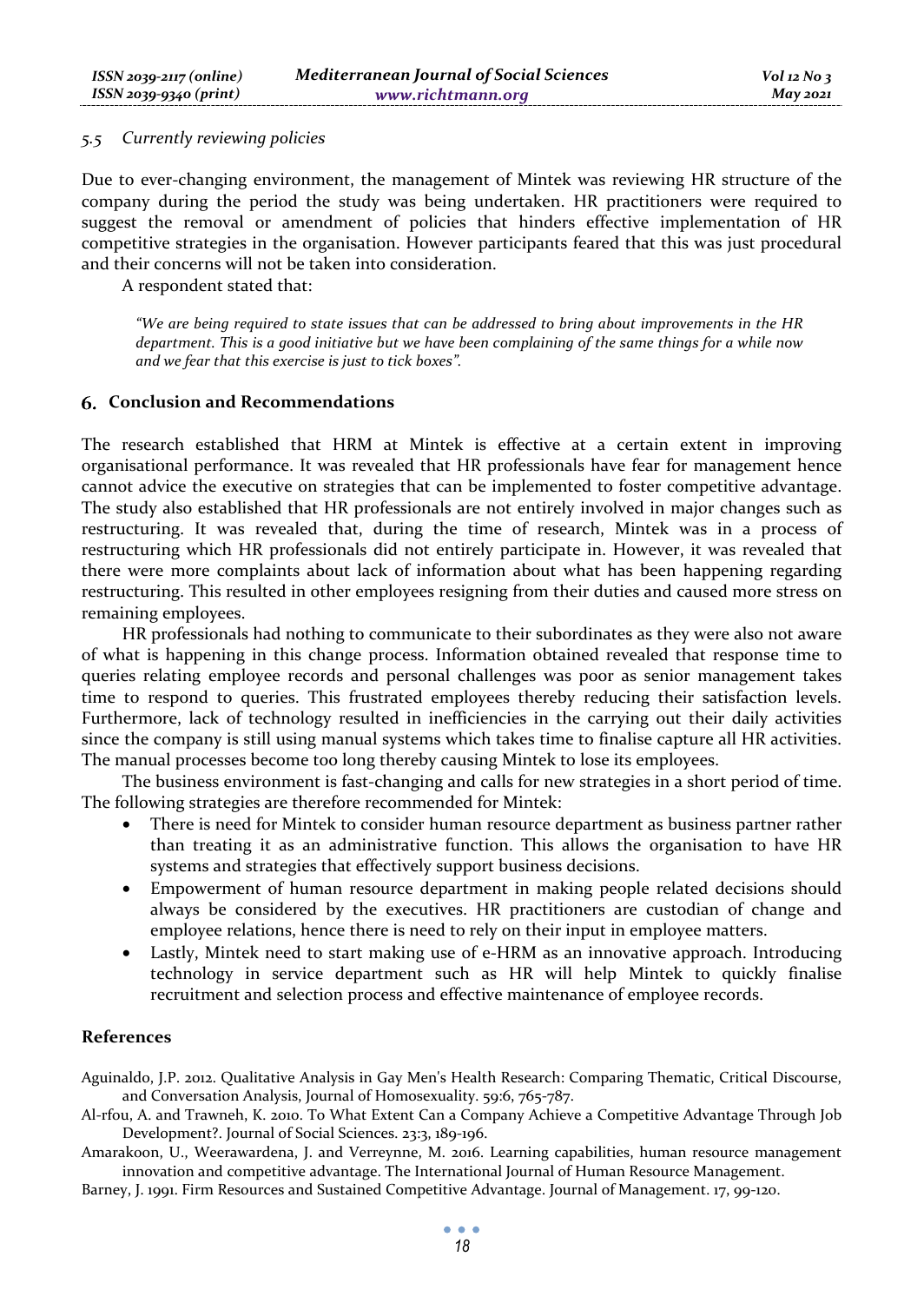### 5.5 *Currently reviewing policies*

Due to ever-changing environment, the management of Mintek was reviewing HR structure of the company during the period the study was being undertaken. HR practitioners were required to suggest the removal or amendment of policies that hinders effective implementation of HR competitive strategies in the organisation. However participants feared that this was just procedural and their concerns will not be taken into consideration.

A respondent stated that:

> *"We are being required to state issues that can be addressed to bring about improvements in the HR department. This is a good initiative but we have been complaining of the same things for a while now and we fear that this exercise is just to tick boxes".*

## 6. Conclusion and Recommendations

The research established that HRM at Mintek is effective at a certain extent in improving organisational performance. It was revealed that HR professionals have fear for management hence cannot advice the executive on strategies that can be implemented to foster competitive advantage. The study also established that HR professionals are not entirely involved in major changes such as restructuring. It was revealed that, during the time of research, Mintek was in a process of restructuring which HR professionals did not entirely participate in. However, it was revealed that there were more complaints about lack of information about what has been happening regarding restructuring. This resulted in other employees resigning from their duties and caused more stress on remaining employees.

HR professionals had nothing to communicate to their subordinates as they were also not aware of what is happening in this change process. Information obtained revealed that response time to queries relating employee records and personal challenges was poor as senior management takes time to respond to queries. This frustrated employees thereby reducing their satisfaction levels. Furthermore, lack of technology resulted in inefficiencies in the carrying out their daily activities since the company is still using manual systems which takes time to finalise capture all HR activities. The manual processes become too long thereby causing Mintek to lose its employees.

The business environment is fast-changing and calls for new strategies in a short period of time. The following strategies are therefore recommended for Mintek:

- There is need for Mintek to consider human resource department as business partner rather than treating it as an administrative function. This allows the organisation to have HR systems and strategies that effectively support business decisions.
- Empowerment of human resource department in making people related decisions should always be considered by the executives. HR practitioners are custodian of change and employee relations, hence there is need to rely on their input in employee matters.
- Lastly, Mintek need to start making use of e-HRM as an innovative approach. Introducing technology in service department such as HR will help Mintek to quickly finalise recruitment and selection process and effective maintenance of employee records.

## References

Aguinaldo, J.P. 2012. Qualitative Analysis in Gay Men's Health Research: Comparing Thematic, Critical Discourse, and Conversation Analysis, Journal of Homosexuality. 59:6, 765-787.

Al-rfou, A. and Trawneh, K. 2010. To What Extent Can a Company Achieve a Competitive Advantage Through Job Development?. Journal of Social Sciences. 23:3, 189-196.

Amarakoon, U., Weerawardena, J. and Verreynne, M. 2016. Learning capabilities, human resource management innovation and competitive advantage. The International Journal of Human Resource Management.

Barney, J. 1991. Firm Resources and Sustained Competitive Advantage. Journal of Management. 17, 99-120.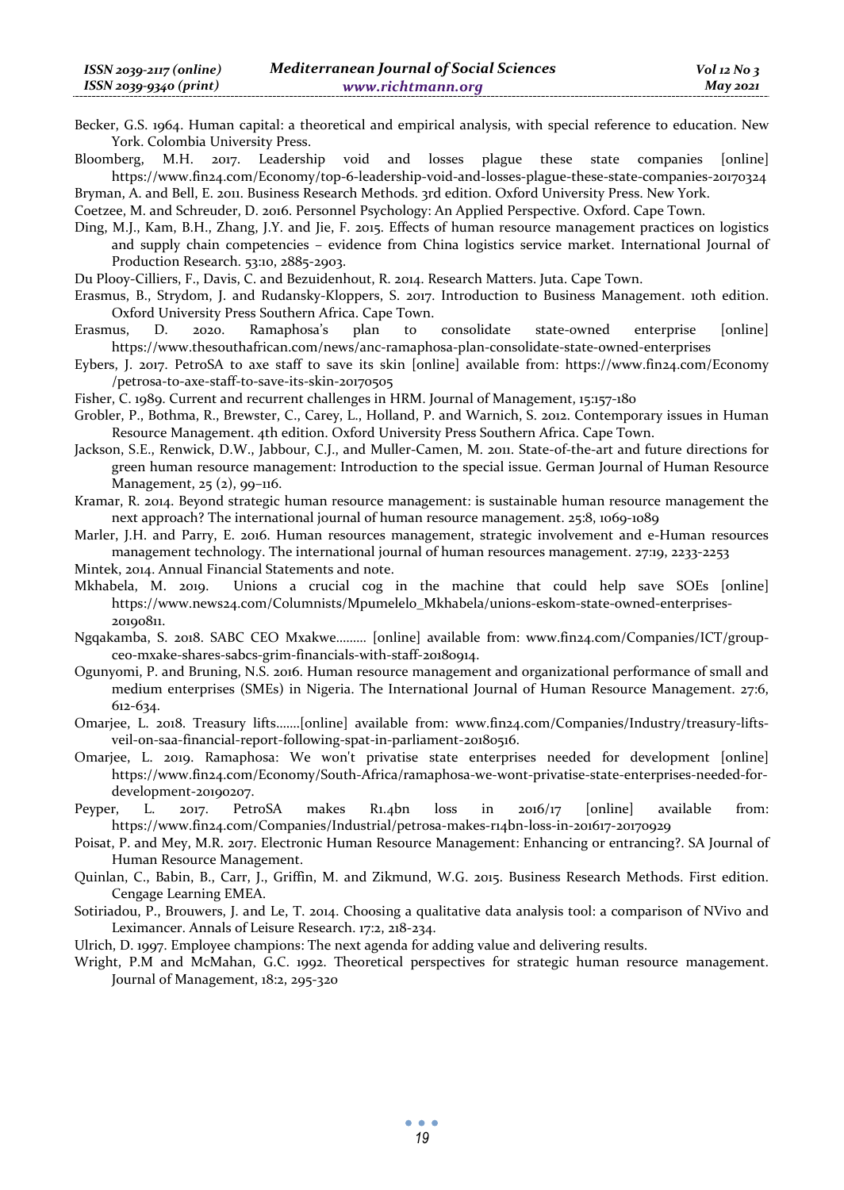Becker, G.S. 1964. Human capital: a theoretical and empirical analysis, with special reference to education. New York. Colombia University Press.

Bloomberg, M.H. 2017. Leadership void and losses plague these state companies [online] https://www.fin24.com/Economy/top-6-leadership-void-and-losses-plague-these-state-companies-20170324

Bryman, A. and Bell, E. 2011. Business Research Methods. 3rd edition. Oxford University Press. New York.

Coetzee, M. and Schreuder, D. 2016. Personnel Psychology: An Applied Perspective. Oxford. Cape Town.

Ding, M.J., Kam, B.H., Zhang, J.Y. and Jie, F. 2015. Effects of human resource management practices on logistics and supply chain competencies – evidence from China logistics service market. International Journal of Production Research. 53:10, 2885-2903.

Du Plooy-Cilliers, F., Davis, C. and Bezuidenhout, R. 2014. Research Matters. Juta. Cape Town.

Erasmus, B., Strydom, J. and Rudansky-Kloppers, S. 2017. Introduction to Business Management. 10th edition. Oxford University Press Southern Africa. Cape Town.

Erasmus, D. 2020. Ramaphosa's plan to consolidate state-owned enterprise [online] https://www.thesouthafrican.com/news/anc-ramaphosa-plan-consolidate-state-owned-enterprises

Eybers, J. 2017. PetroSA to axe staff to save its skin [online] available from: https://www.fin24.com/Economy /petrosa-to-axe-staff-to-save-its-skin-20170505

Fisher, C. 1989. Current and recurrent challenges in HRM. Journal of Management, 15:157-180

Grobler, P., Bothma, R., Brewster, C., Carey, L., Holland, P. and Warnich, S. 2012. Contemporary issues in Human Resource Management. 4th edition. Oxford University Press Southern Africa. Cape Town.

Jackson, S.E., Renwick, D.W., Jabbour, C.J., and Muller-Camen, M. 2011. State-of-the-art and future directions for green human resource management: Introduction to the special issue. German Journal of Human Resource Management, 25 (2), 99–116.

Kramar, R. 2014. Beyond strategic human resource management: is sustainable human resource management the next approach? The international journal of human resource management. 25:8, 1069-1089

Marler, J.H. and Parry, E. 2016. Human resources management, strategic involvement and e-Human resources management technology. The international journal of human resources management. 27:19, 2233-2253

Mintek, 2014. Annual Financial Statements and note.

Mkhabela, M. 2019. Unions a crucial cog in the machine that could help save SOEs [online] https://www.news24.com/Columnists/Mpumelelo_Mkhabela/unions-eskom-state-owned-enterprises-20190811.

Ngqakamba, S. 2018. SABC CEO Mxakwe……… [online] available from: www.fin24.com/Companies/ICT/group-ceo-mxake-shares-sabcs-grim-financials-with-staff-20180914.

Ogunyomi, P. and Bruning, N.S. 2016. Human resource management and organizational performance of small and medium enterprises (SMEs) in Nigeria. The International Journal of Human Resource Management. 27:6, 612-634.

Omarjee, L. 2018. Treasury lifts…….[online] available from: www.fin24.com/Companies/Industry/treasury-lifts-veil-on-saa-financial-report-following-spat-in-parliament-20180516.

Omarjee, L. 2019. Ramaphosa: We won't privatise state enterprises needed for development [online] https://www.fin24.com/Economy/South-Africa/ramaphosa-we-wont-privatise-state-enterprises-needed-for-development-20190207.

Peyper, L. 2017. PetroSA makes R1.4bn loss in 2016/17 [online] available from: https://www.fin24.com/Companies/Industrial/petrosa-makes-r14bn-loss-in-201617-20170929

Poisat, P. and Mey, M.R. 2017. Electronic Human Resource Management: Enhancing or entrancing?. SA Journal of Human Resource Management.

Quinlan, C., Babin, B., Carr, J., Griffin, M. and Zikmund, W.G. 2015. Business Research Methods. First edition. Cengage Learning EMEA.

Sotiriadou, P., Brouwers, J. and Le, T. 2014. Choosing a qualitative data analysis tool: a comparison of NVivo and Leximancer. Annals of Leisure Research. 17:2, 218-234.

Ulrich, D. 1997. Employee champions: The next agenda for adding value and delivering results.

Wright, P.M and McMahan, G.C. 1992. Theoretical perspectives for strategic human resource management. Journal of Management, 18:2, 295-320